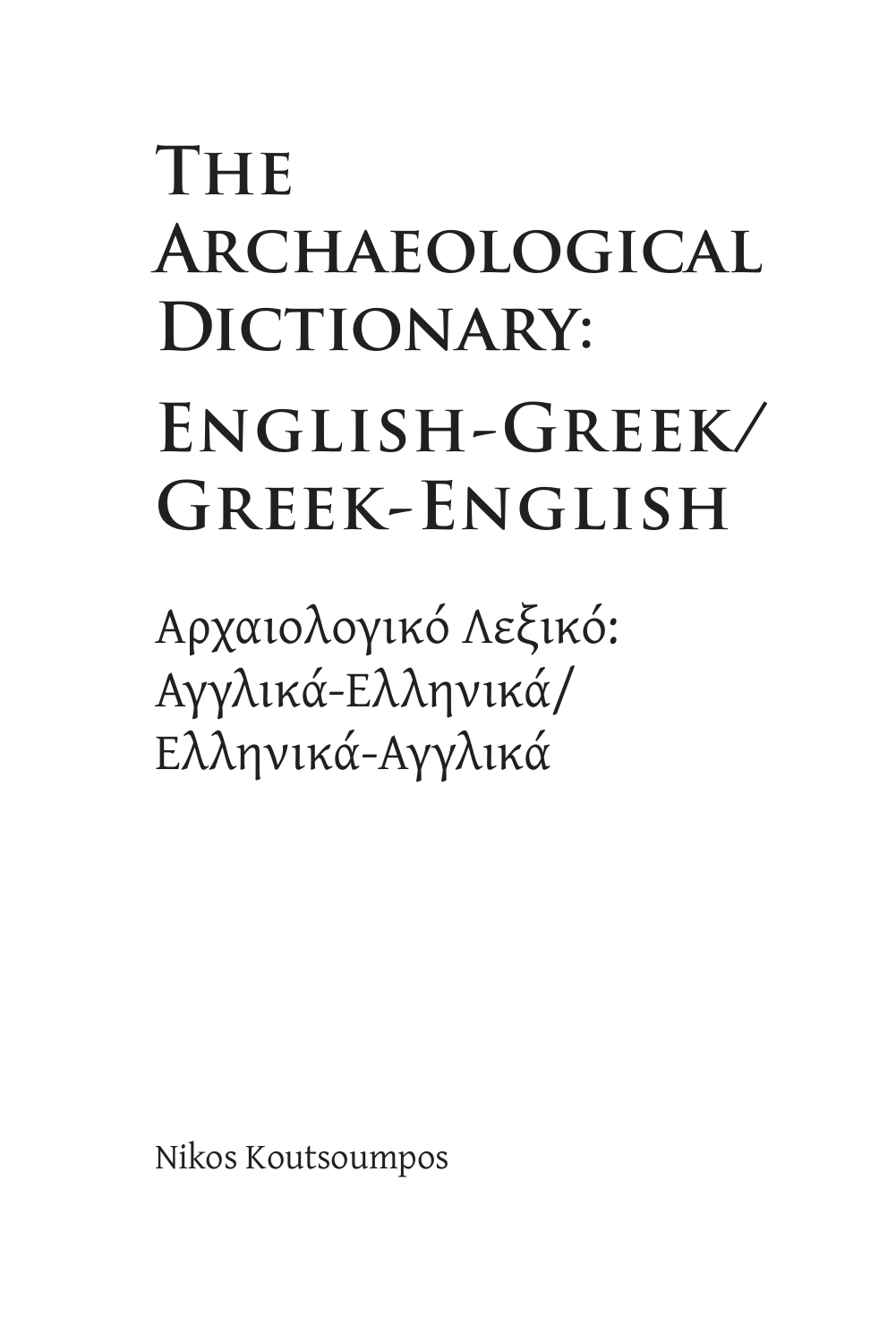# The Archaeological Dictionary:

# English-Greek/ Greek-English

Αρχαιολογικό Λεξικό:
Αγγλικά-Ελληνικά/
Ελληνικά-Αγγλικά

Nikos Koutsoumpos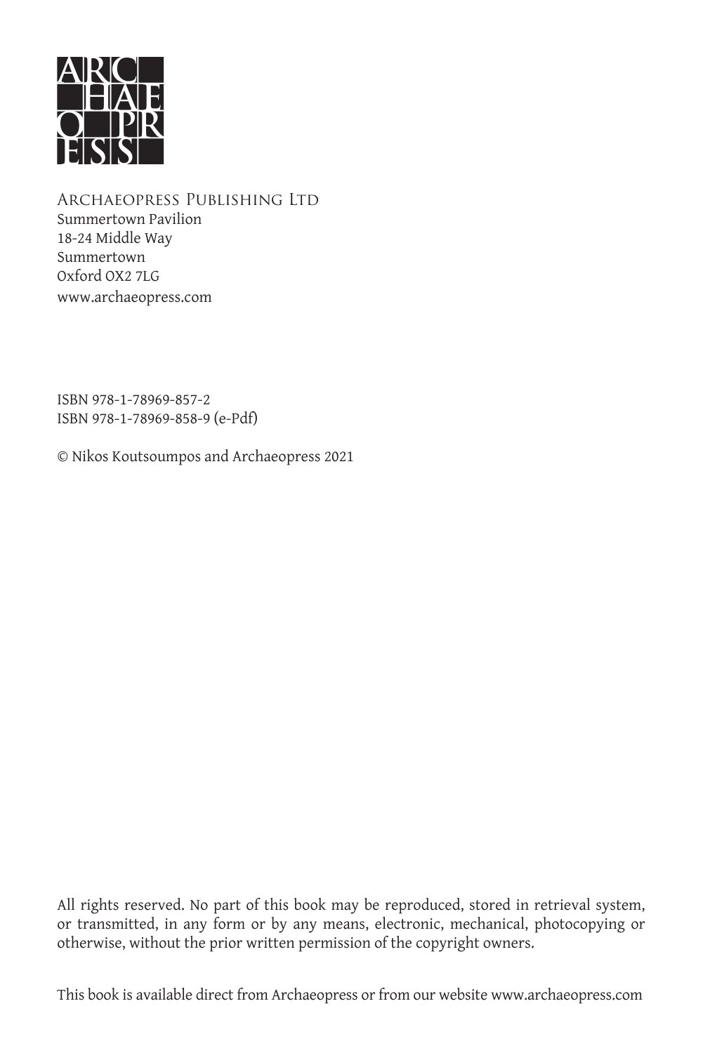ARCHAEOPRESS PUBLISHING LTD
Summertown Pavilion
18-24 Middle Way
Summertown
Oxford OX2 7LG
www.archaeopress.com

ISBN 978-1-78969-857-2
ISBN 978-1-78969-858-9 (e-Pdf)

© Nikos Koutsoumpos and Archaeopress 2021

All rights reserved. No part of this book may be reproduced, stored in retrieval system, or transmitted, in any form or by any means, electronic, mechanical, photocopying or otherwise, without the prior written permission of the copyright owners.

This book is available direct from Archaeopress or from our website www.archaeopress.com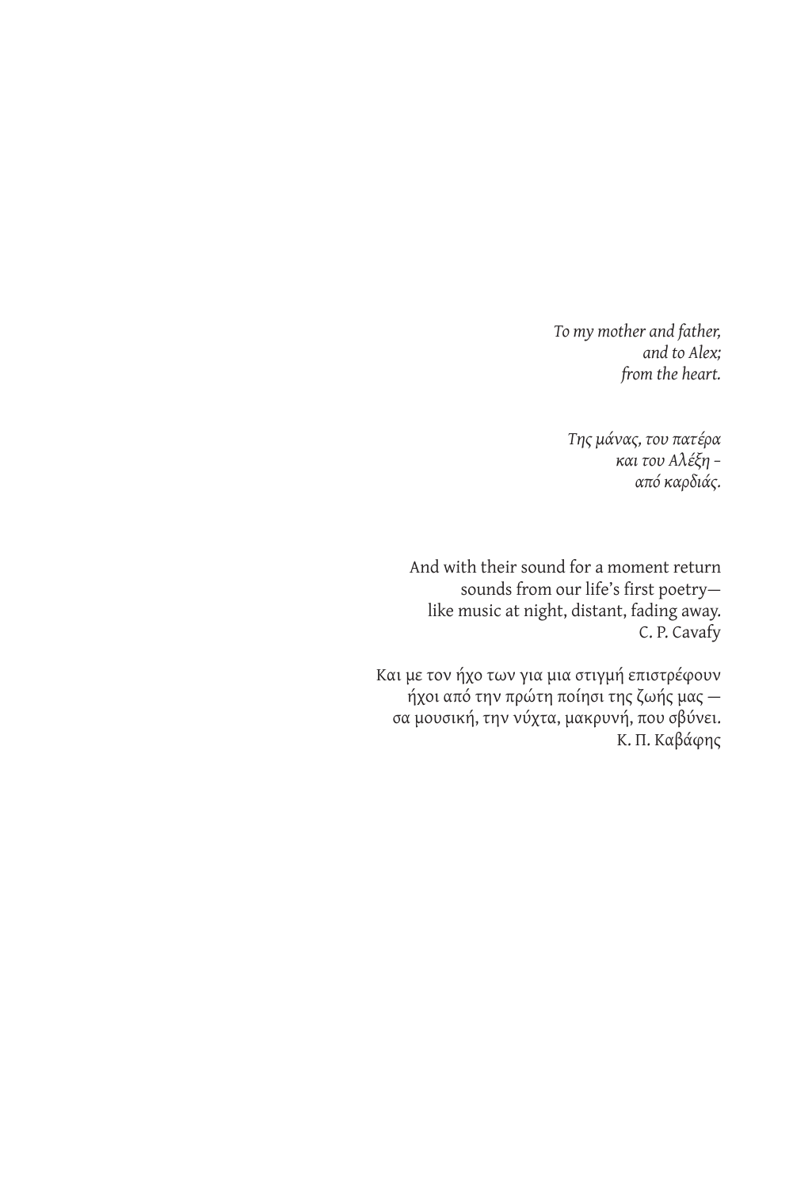*To my mother and father,*
*and to Alex;*
*from the heart.*

*Της μάνας, του πατέρα*
*και του Αλέξη –*
*από καρδιάς.*

And with their sound for a moment return
sounds from our life's first poetry—
like music at night, distant, fading away.
C. P. Cavafy

Και με τον ήχο των για μια στιγμή επιστρέφουν
ήχοι από την πρώτη ποίησι της ζωής μας —
σα μουσική, την νύχτα, μακρυνή, που σβύνει.
Κ. Π. Καβάφης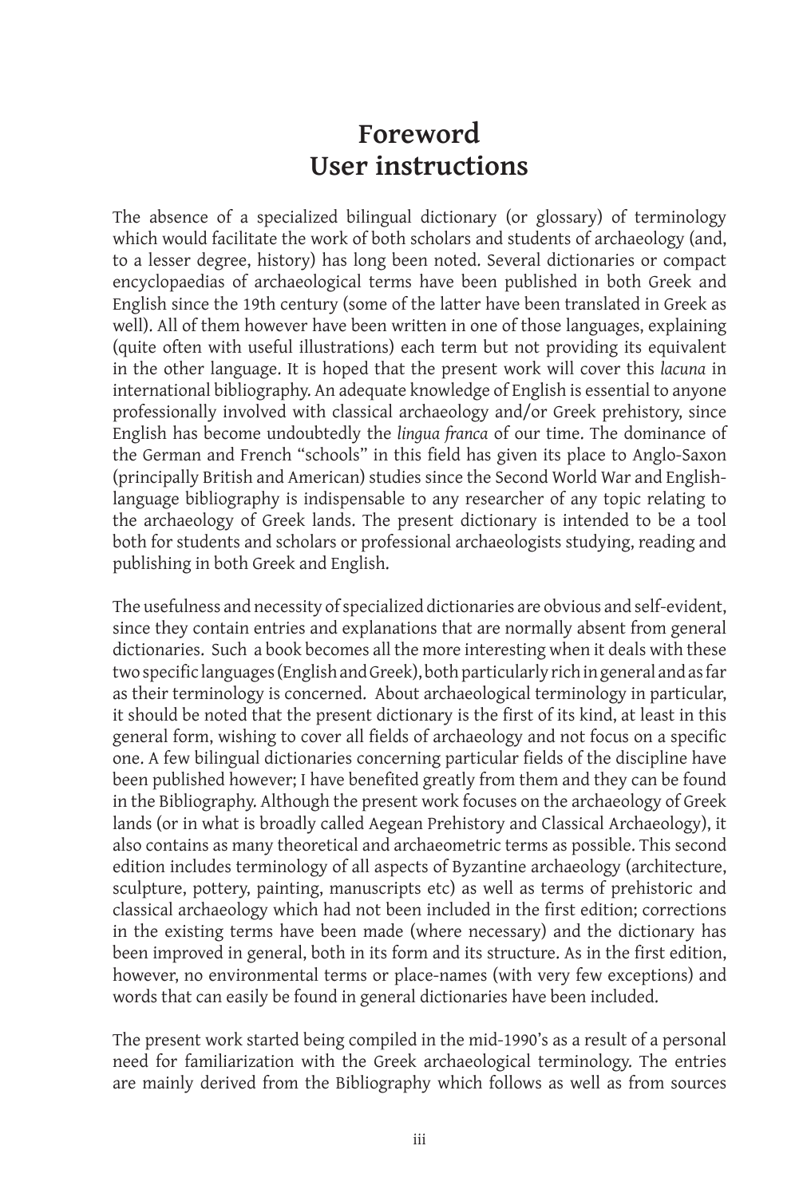# Foreword
# User instructions

The absence of a specialized bilingual dictionary (or glossary) of terminology which would facilitate the work of both scholars and students of archaeology (and, to a lesser degree, history) has long been noted. Several dictionaries or compact encyclopaedias of archaeological terms have been published in both Greek and English since the 19th century (some of the latter have been translated in Greek as well). All of them however have been written in one of those languages, explaining (quite often with useful illustrations) each term but not providing its equivalent in the other language. It is hoped that the present work will cover this *lacuna* in international bibliography. An adequate knowledge of English is essential to anyone professionally involved with classical archaeology and/or Greek prehistory, since English has become undoubtedly the *lingua franca* of our time. The dominance of the German and French "schools" in this field has given its place to Anglo-Saxon (principally British and American) studies since the Second World War and English-language bibliography is indispensable to any researcher of any topic relating to the archaeology of Greek lands. The present dictionary is intended to be a tool both for students and scholars or professional archaeologists studying, reading and publishing in both Greek and English.

The usefulness and necessity of specialized dictionaries are obvious and self-evident, since they contain entries and explanations that are normally absent from general dictionaries. Such a book becomes all the more interesting when it deals with these two specific languages (English and Greek), both particularly rich in general and as far as their terminology is concerned. About archaeological terminology in particular, it should be noted that the present dictionary is the first of its kind, at least in this general form, wishing to cover all fields of archaeology and not focus on a specific one. A few bilingual dictionaries concerning particular fields of the discipline have been published however; I have benefited greatly from them and they can be found in the Bibliography. Although the present work focuses on the archaeology of Greek lands (or in what is broadly called Aegean Prehistory and Classical Archaeology), it also contains as many theoretical and archaeometric terms as possible. This second edition includes terminology of all aspects of Byzantine archaeology (architecture, sculpture, pottery, painting, manuscripts etc) as well as terms of prehistoric and classical archaeology which had not been included in the first edition; corrections in the existing terms have been made (where necessary) and the dictionary has been improved in general, both in its form and its structure. As in the first edition, however, no environmental terms or place-names (with very few exceptions) and words that can easily be found in general dictionaries have been included.

The present work started being compiled in the mid-1990's as a result of a personal need for familiarization with the Greek archaeological terminology. The entries are mainly derived from the Bibliography which follows as well as from sources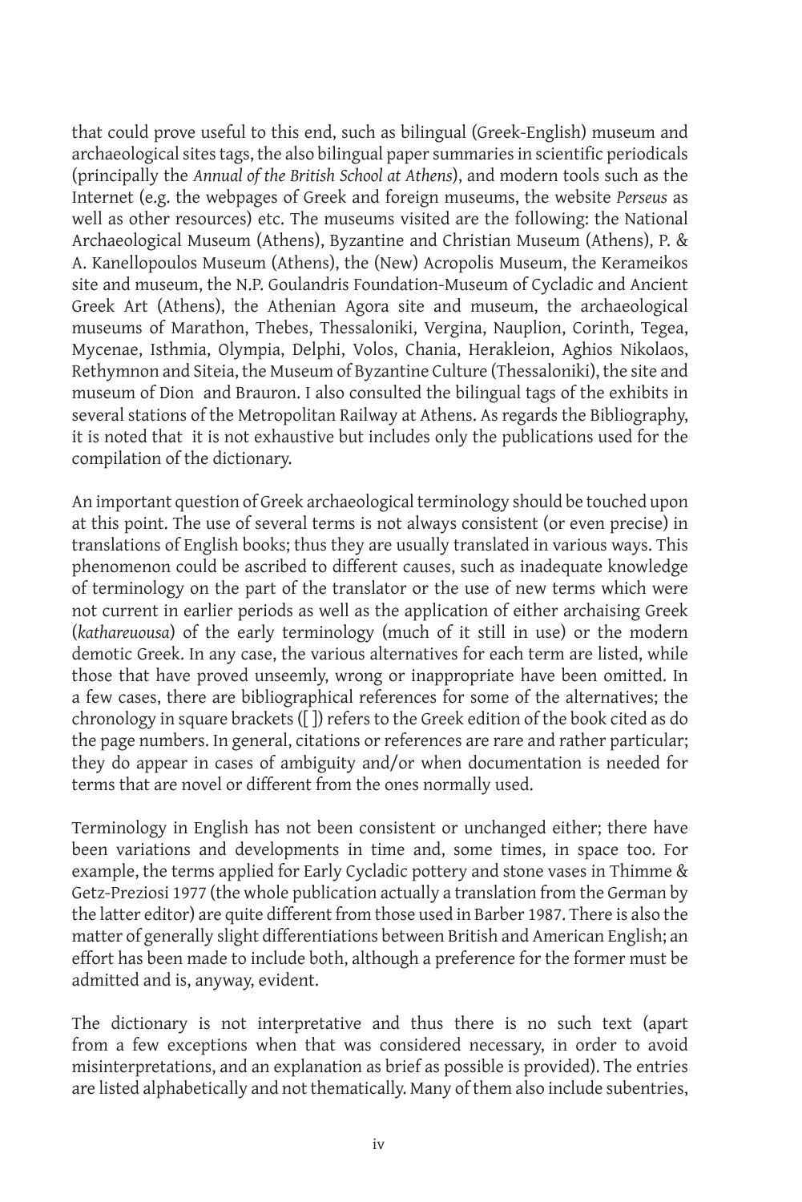that could prove useful to this end, such as bilingual (Greek-English) museum and archaeological sites tags, the also bilingual paper summaries in scientific periodicals (principally the *Annual of the British School at Athens*), and modern tools such as the Internet (e.g. the webpages of Greek and foreign museums, the website *Perseus* as well as other resources) etc. The museums visited are the following: the National Archaeological Museum (Athens), Byzantine and Christian Museum (Athens), P. & A. Kanellopoulos Museum (Athens), the (New) Acropolis Museum, the Kerameikos site and museum, the N.P. Goulandris Foundation-Museum of Cycladic and Ancient Greek Art (Athens), the Athenian Agora site and museum, the archaeological museums of Marathon, Thebes, Thessaloniki, Vergina, Nauplion, Corinth, Tegea, Mycenae, Isthmia, Olympia, Delphi, Volos, Chania, Herakleion, Aghios Nikolaos, Rethymnon and Siteia, the Museum of Byzantine Culture (Thessaloniki), the site and museum of Dion and Brauron. I also consulted the bilingual tags of the exhibits in several stations of the Metropolitan Railway at Athens. As regards the Bibliography, it is noted that it is not exhaustive but includes only the publications used for the compilation of the dictionary.

An important question of Greek archaeological terminology should be touched upon at this point. The use of several terms is not always consistent (or even precise) in translations of English books; thus they are usually translated in various ways. This phenomenon could be ascribed to different causes, such as inadequate knowledge of terminology on the part of the translator or the use of new terms which were not current in earlier periods as well as the application of either archaising Greek (*kathareuousa*) of the early terminology (much of it still in use) or the modern demotic Greek. In any case, the various alternatives for each term are listed, while those that have proved unseemly, wrong or inappropriate have been omitted. In a few cases, there are bibliographical references for some of the alternatives; the chronology in square brackets ([ ]) refers to the Greek edition of the book cited as do the page numbers. In general, citations or references are rare and rather particular; they do appear in cases of ambiguity and/or when documentation is needed for terms that are novel or different from the ones normally used.

Terminology in English has not been consistent or unchanged either; there have been variations and developments in time and, some times, in space too. For example, the terms applied for Early Cycladic pottery and stone vases in Thimme & Getz-Preziosi 1977 (the whole publication actually a translation from the German by the latter editor) are quite different from those used in Barber 1987. There is also the matter of generally slight differentiations between British and American English; an effort has been made to include both, although a preference for the former must be admitted and is, anyway, evident.

The dictionary is not interpretative and thus there is no such text (apart from a few exceptions when that was considered necessary, in order to avoid misinterpretations, and an explanation as brief as possible is provided). The entries are listed alphabetically and not thematically. Many of them also include subentries,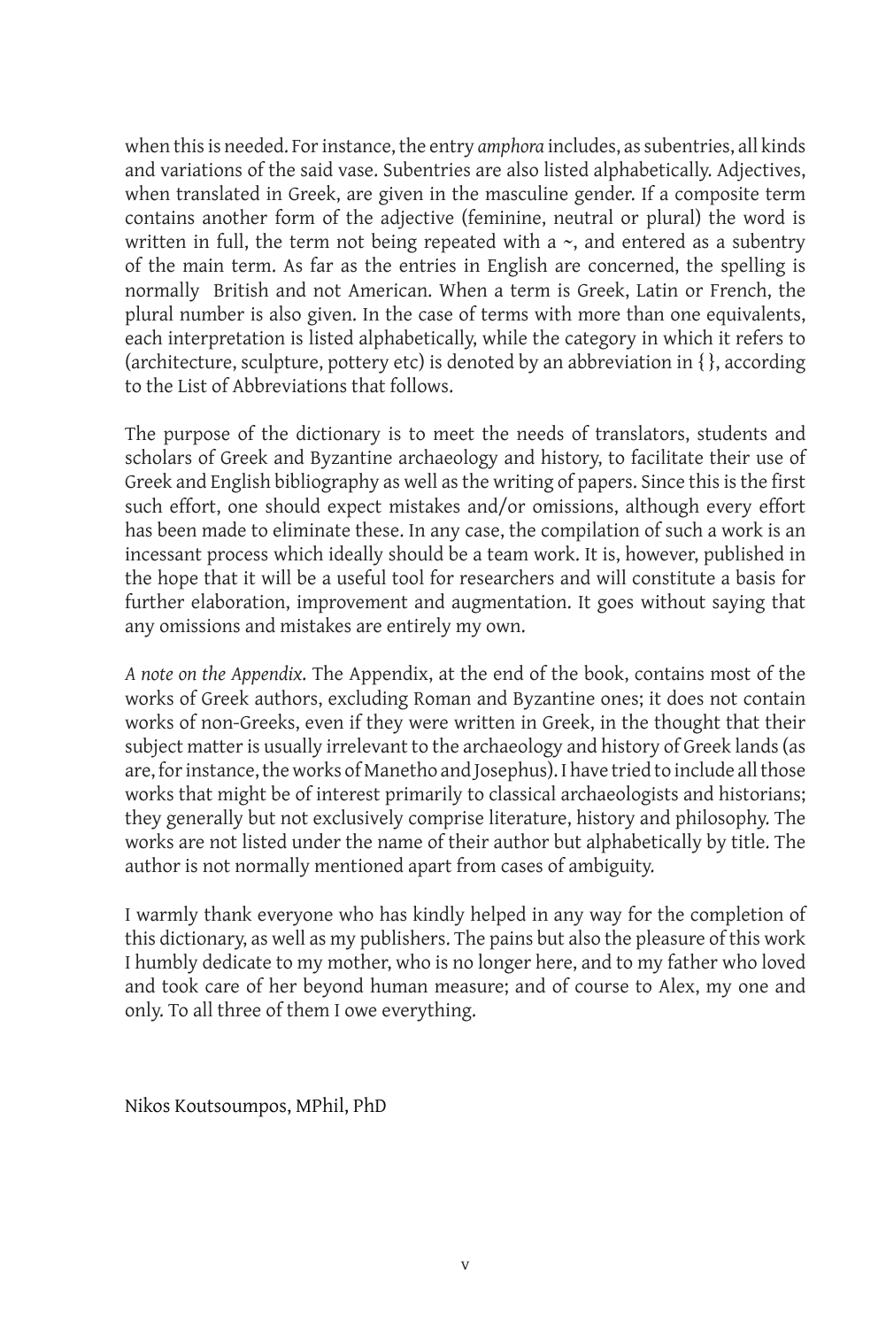when this is needed. For instance, the entry *amphora* includes, as subentries, all kinds and variations of the said vase. Subentries are also listed alphabetically. Adjectives, when translated in Greek, are given in the masculine gender. If a composite term contains another form of the adjective (feminine, neutral or plural) the word is written in full, the term not being repeated with a ~, and entered as a subentry of the main term. As far as the entries in English are concerned, the spelling is normally British and not American. When a term is Greek, Latin or French, the plural number is also given. In the case of terms with more than one equivalents, each interpretation is listed alphabetically, while the category in which it refers to (architecture, sculpture, pottery etc) is denoted by an abbreviation in { }, according to the List of Abbreviations that follows.

The purpose of the dictionary is to meet the needs of translators, students and scholars of Greek and Byzantine archaeology and history, to facilitate their use of Greek and English bibliography as well as the writing of papers. Since this is the first such effort, one should expect mistakes and/or omissions, although every effort has been made to eliminate these. In any case, the compilation of such a work is an incessant process which ideally should be a team work. It is, however, published in the hope that it will be a useful tool for researchers and will constitute a basis for further elaboration, improvement and augmentation. It goes without saying that any omissions and mistakes are entirely my own.

*A note on the Appendix.* The Appendix, at the end of the book, contains most of the works of Greek authors, excluding Roman and Byzantine ones; it does not contain works of non-Greeks, even if they were written in Greek, in the thought that their subject matter is usually irrelevant to the archaeology and history of Greek lands (as are, for instance, the works of Manetho and Josephus). I have tried to include all those works that might be of interest primarily to classical archaeologists and historians; they generally but not exclusively comprise literature, history and philosophy. The works are not listed under the name of their author but alphabetically by title. The author is not normally mentioned apart from cases of ambiguity.

I warmly thank everyone who has kindly helped in any way for the completion of this dictionary, as well as my publishers. The pains but also the pleasure of this work I humbly dedicate to my mother, who is no longer here, and to my father who loved and took care of her beyond human measure; and of course to Alex, my one and only. To all three of them I owe everything.

Nikos Koutsoumpos, MPhil, PhD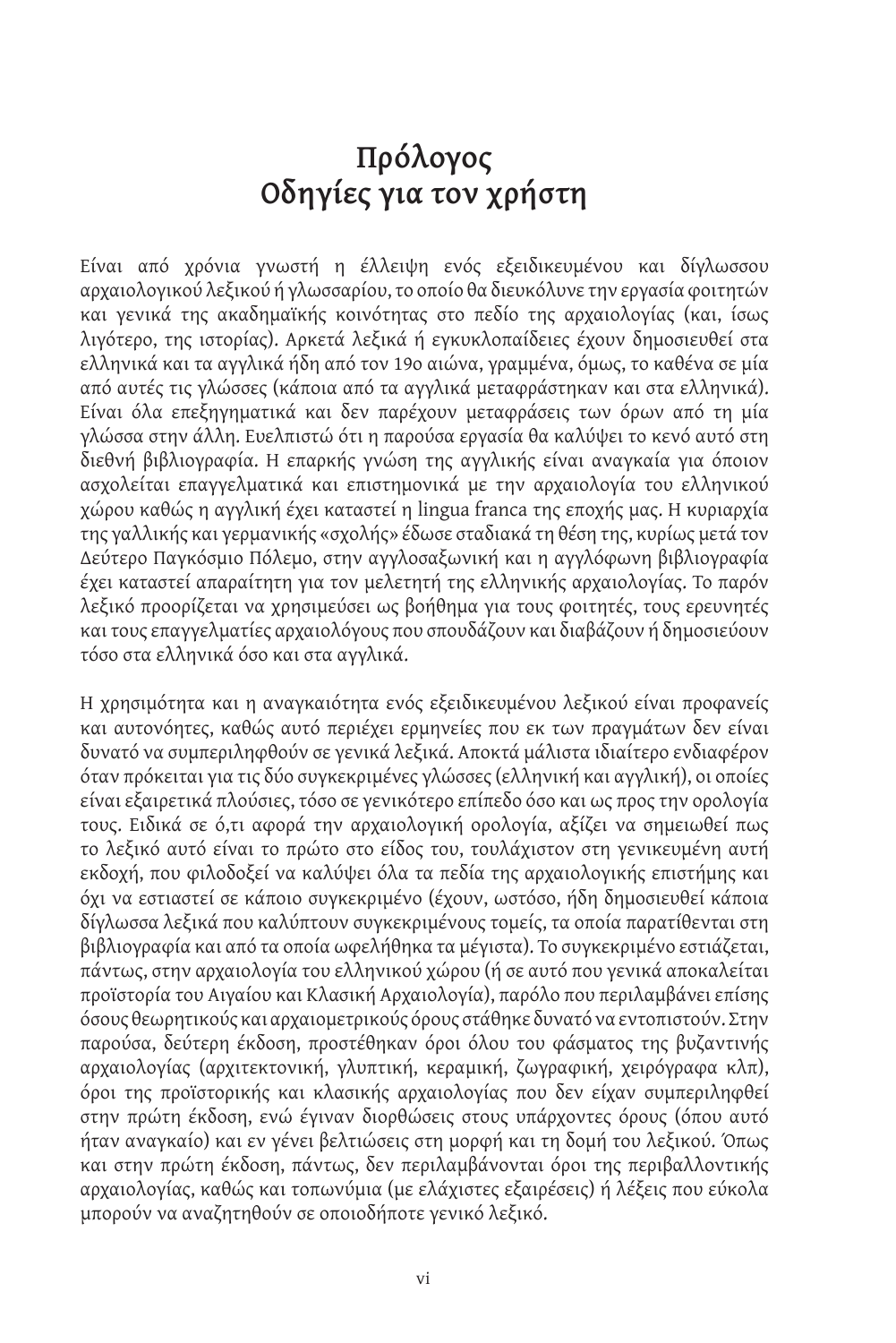# Πρόλογος
# Οδηγίες για τον χρήστη

Είναι από χρόνια γνωστή η έλλειψη ενός εξειδικευμένου και δίγλωσσου αρχαιολογικού λεξικού ή γλωσσαρίου, το οποίο θα διευκόλυνε την εργασία φοιτητών και γενικά της ακαδημαϊκής κοινότητας στο πεδίο της αρχαιολογίας (και, ίσως λιγότερο, της ιστορίας). Αρκετά λεξικά ή εγκυκλοπαίδειες έχουν δημοσιευθεί στα ελληνικά και τα αγγλικά ήδη από τον 19ο αιώνα, γραμμένα, όμως, το καθένα σε μία από αυτές τις γλώσσες (κάποια από τα αγγλικά μεταφράστηκαν και στα ελληνικά). Είναι όλα επεξηγηματικά και δεν παρέχουν μεταφράσεις των όρων από τη μία γλώσσα στην άλλη. Ευελπιστώ ότι η παρούσα εργασία θα καλύψει το κενό αυτό στη διεθνή βιβλιογραφία. Η επαρκής γνώση της αγγλικής είναι αναγκαία για όποιον ασχολείται επαγγελματικά και επιστημονικά με την αρχαιολογία του ελληνικού χώρου καθώς η αγγλική έχει καταστεί η lingua franca της εποχής μας. Η κυριαρχία της γαλλικής και γερμανικής «σχολής» έδωσε σταδιακά τη θέση της, κυρίως μετά τον Δεύτερο Παγκόσμιο Πόλεμο, στην αγγλοσαξωνική και η αγγλόφωνη βιβλιογραφία έχει καταστεί απαραίτητη για τον μελετητή της ελληνικής αρχαιολογίας. Το παρόν λεξικό προορίζεται να χρησιμεύσει ως βοήθημα για τους φοιτητές, τους ερευνητές και τους επαγγελματίες αρχαιολόγους που σπουδάζουν και διαβάζουν ή δημοσιεύουν τόσο στα ελληνικά όσο και στα αγγλικά.

Η χρησιμότητα και η αναγκαιότητα ενός εξειδικευμένου λεξικού είναι προφανείς και αυτονόητες, καθώς αυτό περιέχει ερμηνείες που εκ των πραγμάτων δεν είναι δυνατό να συμπεριληφθούν σε γενικά λεξικά. Αποκτά μάλιστα ιδιαίτερο ενδιαφέρον όταν πρόκειται για τις δύο συγκεκριμένες γλώσσες (ελληνική και αγγλική), οι οποίες είναι εξαιρετικά πλούσιες, τόσο σε γενικότερο επίπεδο όσο και ως προς την ορολογία τους. Ειδικά σε ό,τι αφορά την αρχαιολογική ορολογία, αξίζει να σημειωθεί πως το λεξικό αυτό είναι το πρώτο στο είδος του, τουλάχιστον στη γενικευμένη αυτή εκδοχή, που φιλοδοξεί να καλύψει όλα τα πεδία της αρχαιολογικής επιστήμης και όχι να εστιαστεί σε κάποιο συγκεκριμένο (έχουν, ωστόσο, ήδη δημοσιευθεί κάποια δίγλωσσα λεξικά που καλύπτουν συγκεκριμένους τομείς, τα οποία παρατίθενται στη βιβλιογραφία και από τα οποία ωφελήθηκα τα μέγιστα). Το συγκεκριμένο εστιάζεται, πάντως, στην αρχαιολογία του ελληνικού χώρου (ή σε αυτό που γενικά αποκαλείται προϊστορία του Αιγαίου και Κλασική Αρχαιολογία), παρόλο που περιλαμβάνει επίσης όσους θεωρητικούς και αρχαιομετρικούς όρους στάθηκε δυνατό να εντοπιστούν. Στην παρούσα, δεύτερη έκδοση, προστέθηκαν όροι όλου του φάσματος της βυζαντινής αρχαιολογίας (αρχιτεκτονική, γλυπτική, κεραμική, ζωγραφική, χειρόγραφα κλπ), όροι της προϊστορικής και κλασικής αρχαιολογίας που δεν είχαν συμπεριληφθεί στην πρώτη έκδοση, ενώ έγιναν διορθώσεις στους υπάρχοντες όρους (όπου αυτό ήταν αναγκαίο) και εν γένει βελτιώσεις στη μορφή και τη δομή του λεξικού. Όπως και στην πρώτη έκδοση, πάντως, δεν περιλαμβάνονται όροι της περιβαλλοντικής αρχαιολογίας, καθώς και τοπωνύμια (με ελάχιστες εξαιρέσεις) ή λέξεις που εύκολα μπορούν να αναζητηθούν σε οποιοδήποτε γενικό λεξικό.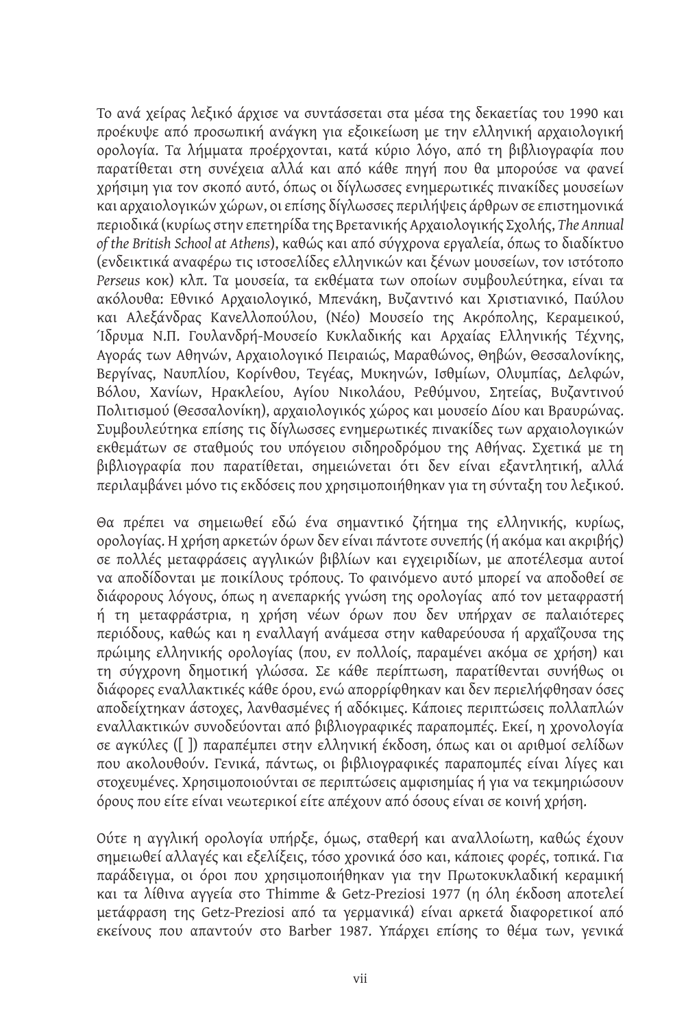Το ανά χείρας λεξικό άρχισε να συντάσσεται στα μέσα της δεκαετίας του 1990 και προέκυψε από προσωπική ανάγκη για εξοικείωση με την ελληνική αρχαιολογική ορολογία. Τα λήμματα προέρχονται, κατά κύριο λόγο, από τη βιβλιογραφία που παρατίθεται στη συνέχεια αλλά και από κάθε πηγή που θα μπορούσε να φανεί χρήσιμη για τον σκοπό αυτό, όπως οι δίγλωσσες ενημερωτικές πινακίδες μουσείων και αρχαιολογικών χώρων, οι επίσης δίγλωσσες περιλήψεις άρθρων σε επιστημονικά περιοδικά (κυρίως στην επετηρίδα της Βρετανικής Αρχαιολογικής Σχολής, *The Annual of the British School at Athens*), καθώς και από σύγχρονα εργαλεία, όπως το διαδίκτυο (ενδεικτικά αναφέρω τις ιστοσελίδες ελληνικών και ξένων μουσείων, τον ιστότοπο *Perseus* κοκ) κλπ. Τα μουσεία, τα εκθέματα των οποίων συμβουλεύτηκα, είναι τα ακόλουθα: Εθνικό Αρχαιολογικό, Μπενάκη, Βυζαντινό και Χριστιανικό, Παύλου και Αλεξάνδρας Κανελλοπούλου, (Νέο) Μουσείο της Ακρόπολης, Κεραμεικού, Ίδρυμα Ν.Π. Γουλανδρή-Μουσείο Κυκλαδικής και Αρχαίας Ελληνικής Τέχνης, Αγοράς των Αθηνών, Αρχαιολογικό Πειραιώς, Μαραθώνος, Θηβών, Θεσσαλονίκης, Βεργίνας, Ναυπλίου, Κορίνθου, Τεγέας, Μυκηνών, Ισθμίων, Ολυμπίας, Δελφών, Βόλου, Χανίων, Ηρακλείου, Αγίου Νικολάου, Ρεθύμνου, Σητείας, Βυζαντινού Πολιτισμού (Θεσσαλονίκη), αρχαιολογικός χώρος και μουσείο Δίου και Βραυρώνας. Συμβουλεύτηκα επίσης τις δίγλωσσες ενημερωτικές πινακίδες των αρχαιολογικών εκθεμάτων σε σταθμούς του υπόγειου σιδηροδρόμου της Αθήνας. Σχετικά με τη βιβλιογραφία που παρατίθεται, σημειώνεται ότι δεν είναι εξαντλητική, αλλά περιλαμβάνει μόνο τις εκδόσεις που χρησιμοποιήθηκαν για τη σύνταξη του λεξικού.

Θα πρέπει να σημειωθεί εδώ ένα σημαντικό ζήτημα της ελληνικής, κυρίως, ορολογίας. Η χρήση αρκετών όρων δεν είναι πάντοτε συνεπής (ή ακόμα και ακριβής) σε πολλές μεταφράσεις αγγλικών βιβλίων και εγχειριδίων, με αποτέλεσμα αυτοί να αποδίδονται με ποικίλους τρόπους. Το φαινόμενο αυτό μπορεί να αποδοθεί σε διάφορους λόγους, όπως η ανεπαρκής γνώση της ορολογίας από τον μεταφραστή ή τη μεταφράστρια, η χρήση νέων όρων που δεν υπήρχαν σε παλαιότερες περιόδους, καθώς και η εναλλαγή ανάμεσα στην καθαρεύουσα ή αρχαΐζουσα της πρώιμης ελληνικής ορολογίας (που, εν πολλοίς, παραμένει ακόμα σε χρήση) και τη σύγχρονη δημοτική γλώσσα. Σε κάθε περίπτωση, παρατίθενται συνήθως οι διάφορες εναλλακτικές κάθε όρου, ενώ απορρίφθηκαν και δεν περιελήφθησαν όσες αποδείχτηκαν άστοχες, λανθασμένες ή αδόκιμες. Κάποιες περιπτώσεις πολλαπλών εναλλακτικών συνοδεύονται από βιβλιογραφικές παραπομπές. Εκεί, η χρονολογία σε αγκύλες ([ ]) παραπέμπει στην ελληνική έκδοση, όπως και οι αριθμοί σελίδων που ακολουθούν. Γενικά, πάντως, οι βιβλιογραφικές παραπομπές είναι λίγες και στοχευμένες. Χρησιμοποιούνται σε περιπτώσεις αμφισημίας ή για να τεκμηριώσουν όρους που είτε είναι νεωτερικοί είτε απέχουν από όσους είναι σε κοινή χρήση.

Ούτε η αγγλική ορολογία υπήρξε, όμως, σταθερή και αναλλοίωτη, καθώς έχουν σημειωθεί αλλαγές και εξελίξεις, τόσο χρονικά όσο και, κάποιες φορές, τοπικά. Για παράδειγμα, οι όροι που χρησιμοποιήθηκαν για την Πρωτοκυκλαδική κεραμική και τα λίθινα αγγεία στο Thimme & Getz-Preziosi 1977 (η όλη έκδοση αποτελεί μετάφραση της Getz-Preziosi από τα γερμανικά) είναι αρκετά διαφορετικοί από εκείνους που απαντούν στο Barber 1987. Υπάρχει επίσης το θέμα των, γενικά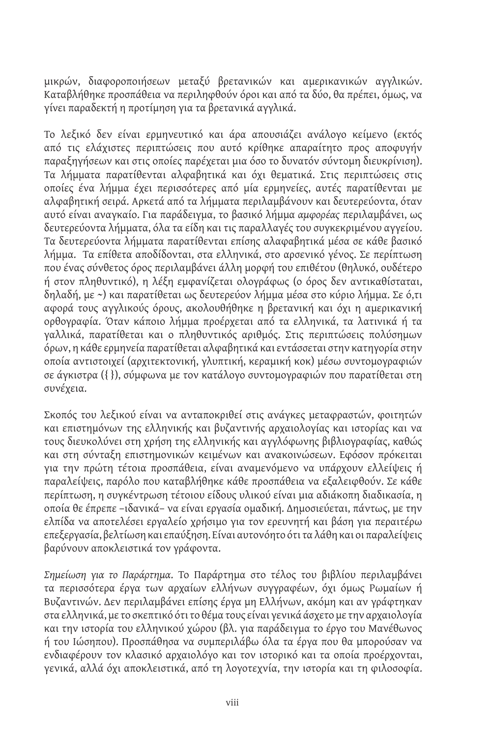μικρών, διαφοροποιήσεων μεταξύ βρετανικών και αμερικανικών αγγλικών. Καταβλήθηκε προσπάθεια να περιληφθούν όροι και από τα δύο, θα πρέπει, όμως, να γίνει παραδεκτή η προτίμηση για τα βρετανικά αγγλικά.

Το λεξικό δεν είναι ερμηνευτικό και άρα απουσιάζει ανάλογο κείμενο (εκτός από τις ελάχιστες περιπτώσεις που αυτό κρίθηκε απαραίτητο προς αποφυγήν παραξηγήσεων και στις οποίες παρέχεται μια όσο το δυνατόν σύντομη διευκρίνιση). Τα λήμματα παρατίθενται αλφαβητικά και όχι θεματικά. Στις περιπτώσεις στις οποίες ένα λήμμα έχει περισσότερες από μία ερμηνείες, αυτές παρατίθενται με αλφαβητική σειρά. Αρκετά από τα λήμματα περιλαμβάνουν και δευτερεύοντα, όταν αυτό είναι αναγκαίο. Για παράδειγμα, το βασικό λήμμα *αμφορέας* περιλαμβάνει, ως δευτερεύοντα λήμματα, όλα τα είδη και τις παραλλαγές του συγκεκριμένου αγγείου. Τα δευτερεύοντα λήμματα παρατίθενται επίσης αλαφαβητικά μέσα σε κάθε βασικό λήμμα. Τα επίθετα αποδίδονται, στα ελληνικά, στο αρσενικό γένος. Σε περίπτωση που ένας σύνθετος όρος περιλαμβάνει άλλη μορφή του επιθέτου (θηλυκό, ουδέτερο ή στον πληθυντικό), η λέξη εμφανίζεται ολογράφως (ο όρος δεν αντικαθίσταται, δηλαδή, με ~) και παρατίθεται ως δευτερεύον λήμμα μέσα στο κύριο λήμμα. Σε ό,τι αφορά τους αγγλικούς όρους, ακολουθήθηκε η βρετανική και όχι η αμερικανική ορθογραφία. Όταν κάποιο λήμμα προέρχεται από τα ελληνικά, τα λατινικά ή τα γαλλικά, παρατίθεται και ο πληθυντικός αριθμός. Στις περιπτώσεις πολύσημων όρων, η κάθε ερμηνεία παρατίθεται αλφαβητικά και εντάσσεται στην κατηγορία στην οποία αντιστοιχεί (αρχιτεκτονική, γλυπτική, κεραμική κοκ) μέσω συντομογραφιών σε άγκιστρα ({ }), σύμφωνα με τον κατάλογο συντομογραφιών που παρατίθεται στη συνέχεια.

Σκοπός του λεξικού είναι να ανταποκριθεί στις ανάγκες μεταφραστών, φοιτητών και επιστημόνων της ελληνικής και βυζαντινής αρχαιολογίας και ιστορίας και να τους διευκολύνει στη χρήση της ελληνικής και αγγλόφωνης βιβλιογραφίας, καθώς και στη σύνταξη επιστημονικών κειμένων και ανακοινώσεων. Εφόσον πρόκειται για την πρώτη τέτοια προσπάθεια, είναι αναμενόμενο να υπάρχουν ελλείψεις ή παραλείψεις, παρόλο που καταβλήθηκε κάθε προσπάθεια να εξαλειφθούν. Σε κάθε περίπτωση, η συγκέντρωση τέτοιου είδους υλικού είναι μια αδιάκοπη διαδικασία, η οποία θε έπρεπε –ιδανικά– να είναι εργασία ομαδική. Δημοσιεύεται, πάντως, με την ελπίδα να αποτελέσει εργαλείο χρήσιμο για τον ερευνητή και βάση για περαιτέρω επεξεργασία, βελτίωση και επαύξηση. Είναι αυτονόητο ότι τα λάθη και οι παραλείψεις βαρύνουν αποκλειστικά τον γράφοντα.

*Σημείωση για το Παράρτημα.* Το Παράρτημα στο τέλος του βιβλίου περιλαμβάνει τα περισσότερα έργα των αρχαίων ελλήνων συγγραφέων, όχι όμως Ρωμαίων ή Βυζαντινών. Δεν περιλαμβάνει επίσης έργα μη Ελλήνων, ακόμη και αν γράφτηκαν στα ελληνικά, με το σκεπτικό ότι το θέμα τους είναι γενικά άσχετο με την αρχαιολογία και την ιστορία του ελληνικού χώρου (βλ. για παράδειγμα το έργο του Μανέθωνος ή του Ιώσηπου). Προσπάθησα να συμπεριλάβω όλα τα έργα που θα μπορούσαν να ενδιαφέρουν τον κλασικό αρχαιολόγο και τον ιστορικό και τα οποία προέρχονται, γενικά, αλλά όχι αποκλειστικά, από τη λογοτεχνία, την ιστορία και τη φιλοσοφία.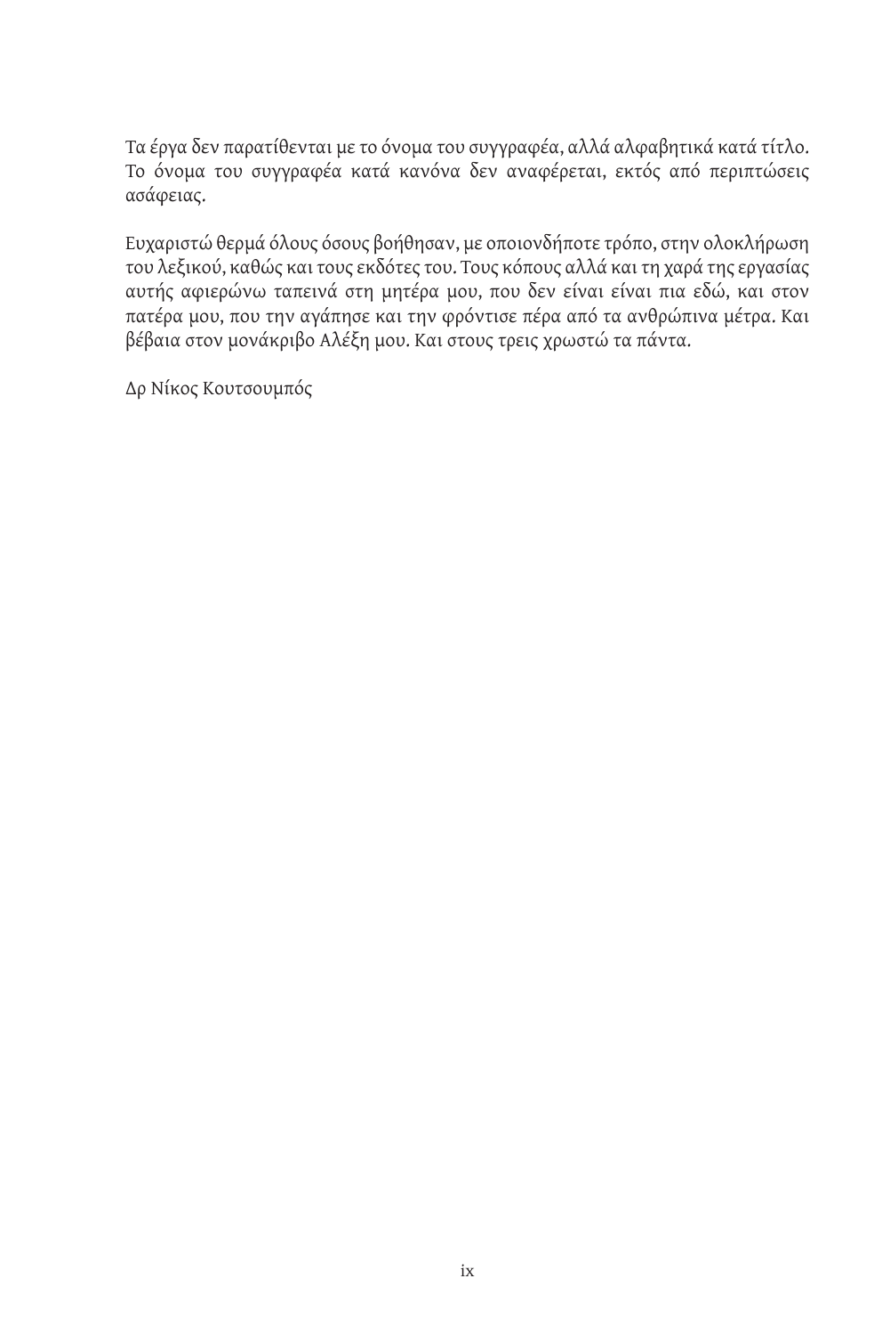Τα έργα δεν παρατίθενται με το όνομα του συγγραφέα, αλλά αλφαβητικά κατά τίτλο. Το όνομα του συγγραφέα κατά κανόνα δεν αναφέρεται, εκτός από περιπτώσεις ασάφειας.

Ευχαριστώ θερμά όλους όσους βοήθησαν, με οποιονδήποτε τρόπο, στην ολοκλήρωση του λεξικού, καθώς και τους εκδότες του. Τους κόπους αλλά και τη χαρά της εργασίας αυτής αφιερώνω ταπεινά στη μητέρα μου, που δεν είναι είναι πια εδώ, και στον πατέρα μου, που την αγάπησε και την φρόντισε πέρα από τα ανθρώπινα μέτρα. Και βέβαια στον μονάκριβο Αλέξη μου. Και στους τρεις χρωστώ τα πάντα.

Δρ Νίκος Κουτσουμπός